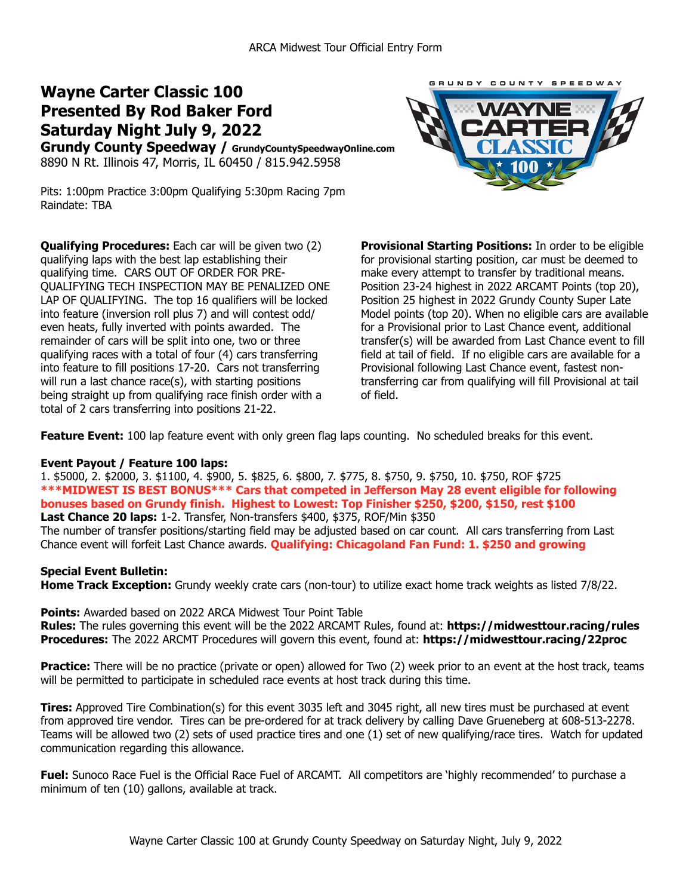ARCA Midwest Tour Official Entry Form

# Wayne Carter Classic 100
# Presented By Rod Baker Ford
# Saturday Night July 9, 2022

**Grundy County Speedway / GrundyCountySpeedwayOnline.com**
8890 N Rt. Illinois 47, Morris, IL 60450 / 815.942.5958

Pits: 1:00pm Practice 3:00pm Qualifying 5:30pm Racing 7pm
Raindate: TBA

**Qualifying Procedures:** Each car will be given two (2) qualifying laps with the best lap establishing their qualifying time. CARS OUT OF ORDER FOR PRE-QUALIFYING TECH INSPECTION MAY BE PENALIZED ONE LAP OF QUALIFYING. The top 16 qualifiers will be locked into feature (inversion roll plus 7) and will contest odd/even heats, fully inverted with points awarded. The remainder of cars will be split into one, two or three qualifying races with a total of four (4) cars transferring into feature to fill positions 17-20. Cars not transferring will run a last chance race(s), with starting positions being straight up from qualifying race finish order with a total of 2 cars transferring into positions 21-22.

**Provisional Starting Positions:** In order to be eligible for provisional starting position, car must be deemed to make every attempt to transfer by traditional means. Position 23-24 highest in 2022 ARCAMT Points (top 20), Position 25 highest in 2022 Grundy County Super Late Model points (top 20). When no eligible cars are available for a Provisional prior to Last Chance event, additional transfer(s) will be awarded from Last Chance event to fill field at tail of field. If no eligible cars are available for a Provisional following Last Chance event, fastest non-transferring car from qualifying will fill Provisional at tail of field.

**Feature Event:** 100 lap feature event with only green flag laps counting. No scheduled breaks for this event.

**Event Payout / Feature 100 laps:**
1. $5000, 2. $2000, 3. $1100, 4. $900, 5. $825, 6. $800, 7. $775, 8. $750, 9. $750, 10. $750, ROF $725
**\*\*\*MIDWEST IS BEST BONUS\*\*\* Cars that competed in Jefferson May 28 event eligible for following bonuses based on Grundy finish. Highest to Lowest: Top Finisher $250, $200, $150, rest $100**
**Last Chance 20 laps:** 1-2. Transfer, Non-transfers $400, $375, ROF/Min $350
The number of transfer positions/starting field may be adjusted based on car count. All cars transferring from Last Chance event will forfeit Last Chance awards. **Qualifying: Chicagoland Fan Fund: 1. $250 and growing**

**Special Event Bulletin:**
**Home Track Exception:** Grundy weekly crate cars (non-tour) to utilize exact home track weights as listed 7/8/22.

**Points:** Awarded based on 2022 ARCA Midwest Tour Point Table
**Rules:** The rules governing this event will be the 2022 ARCAMT Rules, found at: **https://midwesttour.racing/rules**
**Procedures:** The 2022 ARCMT Procedures will govern this event, found at: **https://midwesttour.racing/22proc**

**Practice:** There will be no practice (private or open) allowed for Two (2) week prior to an event at the host track, teams will be permitted to participate in scheduled race events at host track during this time.

**Tires:** Approved Tire Combination(s) for this event 3035 left and 3045 right, all new tires must be purchased at event from approved tire vendor. Tires can be pre-ordered for at track delivery by calling Dave Grueneberg at 608-513-2278. Teams will be allowed two (2) sets of used practice tires and one (1) set of new qualifying/race tires. Watch for updated communication regarding this allowance.

**Fuel:** Sunoco Race Fuel is the Official Race Fuel of ARCAMT. All competitors are 'highly recommended' to purchase a minimum of ten (10) gallons, available at track.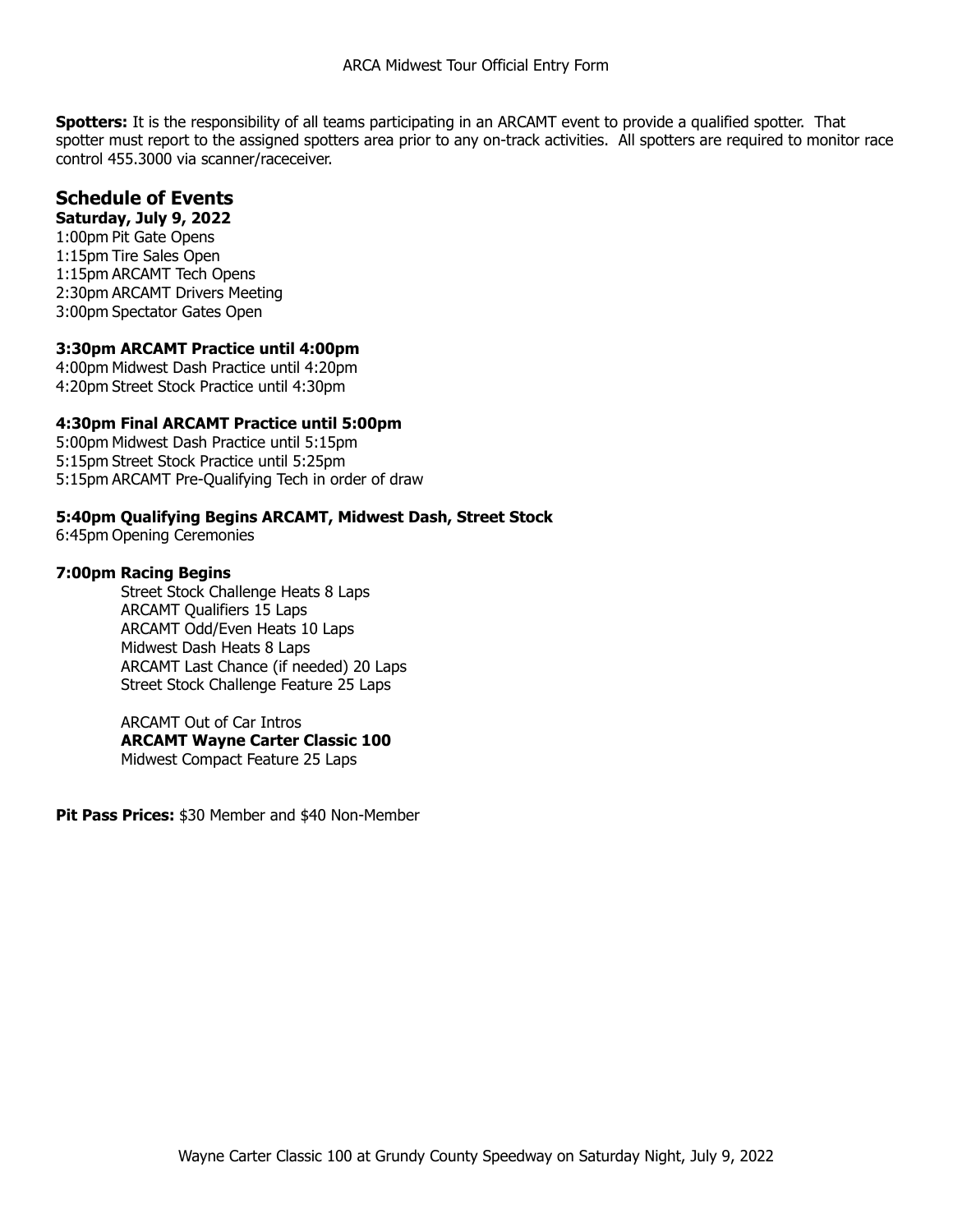**Spotters:** It is the responsibility of all teams participating in an ARCAMT event to provide a qualified spotter. That spotter must report to the assigned spotters area prior to any on-track activities. All spotters are required to monitor race control 455.3000 via scanner/raceceiver.

## Schedule of Events

**Saturday, July 9, 2022**

1:00pm Pit Gate Opens
1:15pm Tire Sales Open
1:15pm ARCAMT Tech Opens
2:30pm ARCAMT Drivers Meeting
3:00pm Spectator Gates Open

**3:30pm ARCAMT Practice until 4:00pm**
4:00pm Midwest Dash Practice until 4:20pm
4:20pm Street Stock Practice until 4:30pm

**4:30pm Final ARCAMT Practice until 5:00pm**
5:00pm Midwest Dash Practice until 5:15pm
5:15pm Street Stock Practice until 5:25pm
5:15pm ARCAMT Pre-Qualifying Tech in order of draw

**5:40pm Qualifying Begins ARCAMT, Midwest Dash, Street Stock**
6:45pm Opening Ceremonies

**7:00pm Racing Begins**

Street Stock Challenge Heats 8 Laps
ARCAMT Qualifiers 15 Laps
ARCAMT Odd/Even Heats 10 Laps
Midwest Dash Heats 8 Laps
ARCAMT Last Chance (if needed) 20 Laps
Street Stock Challenge Feature 25 Laps

ARCAMT Out of Car Intros
**ARCAMT Wayne Carter Classic 100**
Midwest Compact Feature 25 Laps

**Pit Pass Prices:** $30 Member and $40 Non-Member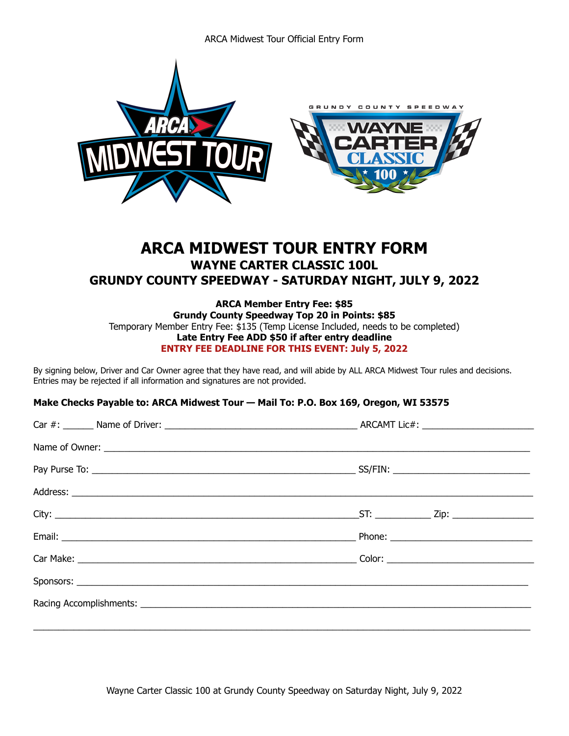# ARCA MIDWEST TOUR ENTRY FORM

## WAYNE CARTER CLASSIC 100L

## GRUNDY COUNTY SPEEDWAY - SATURDAY NIGHT, JULY 9, 2022

**ARCA Member Entry Fee: $85**
**Grundy County Speedway Top 20 in Points: $85**
Temporary Member Entry Fee: $135 (Temp License Included, needs to be completed)
**Late Entry Fee ADD $50 if after entry deadline**
**ENTRY FEE DEADLINE FOR THIS EVENT: July 5, 2022**

By signing below, Driver and Car Owner agree that they have read, and will abide by ALL ARCA Midwest Tour rules and decisions. Entries may be rejected if all information and signatures are not provided.

**Make Checks Payable to: ARCA Midwest Tour — Mail To: P.O. Box 169, Oregon, WI 53575**

Car #: ______ Name of Driver: ________________________________________ ARCAMT Lic#: ______________________

Name of Owner: ________________________________________________________________________________________

Pay Purse To: _______________________________________________________ SS/FIN: ____________________________

Address: __________________________________________________________________________________________

City: _______________________________________________________________ST: ___________ Zip: ________________

Email: ______________________________________________________________ Phone: _____________________________

Car Make: ___________________________________________________________ Color: ______________________________

Sponsors: _________________________________________________________________________________________

Racing Accomplishments: _____________________________________________________________________________

__________________________________________________________________________________________________